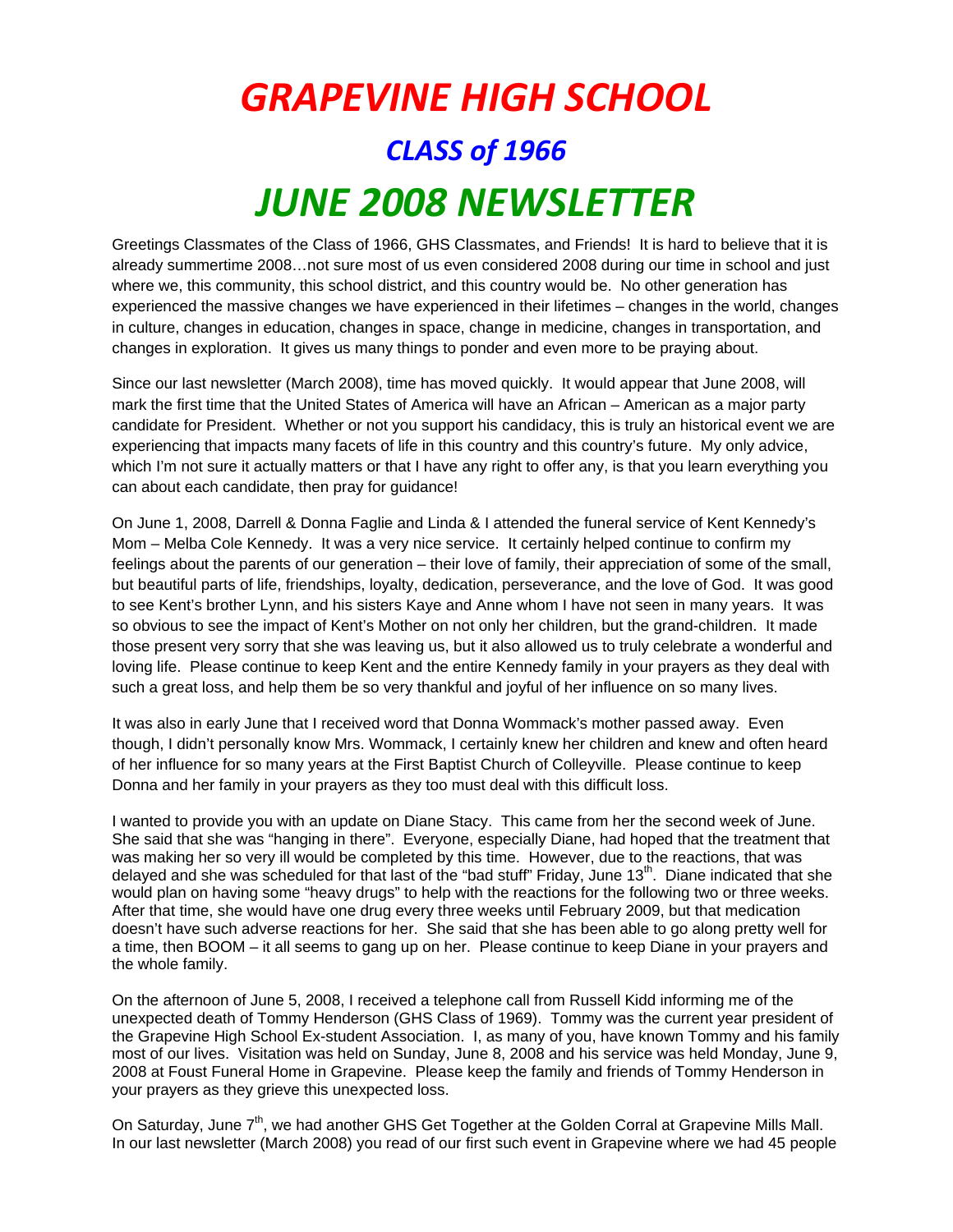# *GRAPEVINE HIGH SCHOOL*

## *CLASS of 1966*

# *JUNE 2008 NEWSLETTER*

Greetings Classmates of the Class of 1966, GHS Classmates, and Friends! It is hard to believe that it is already summertime 2008…not sure most of us even considered 2008 during our time in school and just where we, this community, this school district, and this country would be. No other generation has experienced the massive changes we have experienced in their lifetimes – changes in the world, changes in culture, changes in education, changes in space, change in medicine, changes in transportation, and changes in exploration. It gives us many things to ponder and even more to be praying about.

Since our last newsletter (March 2008), time has moved quickly. It would appear that June 2008, will mark the first time that the United States of America will have an African – American as a major party candidate for President. Whether or not you support his candidacy, this is truly an historical event we are experiencing that impacts many facets of life in this country and this country's future. My only advice, which I'm not sure it actually matters or that I have any right to offer any, is that you learn everything you can about each candidate, then pray for guidance!

On June 1, 2008, Darrell & Donna Faglie and Linda & I attended the funeral service of Kent Kennedy's Mom – Melba Cole Kennedy. It was a very nice service. It certainly helped continue to confirm my feelings about the parents of our generation – their love of family, their appreciation of some of the small, but beautiful parts of life, friendships, loyalty, dedication, perseverance, and the love of God. It was good to see Kent's brother Lynn, and his sisters Kaye and Anne whom I have not seen in many years. It was so obvious to see the impact of Kent's Mother on not only her children, but the grand-children. It made those present very sorry that she was leaving us, but it also allowed us to truly celebrate a wonderful and loving life. Please continue to keep Kent and the entire Kennedy family in your prayers as they deal with such a great loss, and help them be so very thankful and joyful of her influence on so many lives.

It was also in early June that I received word that Donna Wommack's mother passed away. Even though, I didn't personally know Mrs. Wommack, I certainly knew her children and knew and often heard of her influence for so many years at the First Baptist Church of Colleyville. Please continue to keep Donna and her family in your prayers as they too must deal with this difficult loss.

I wanted to provide you with an update on Diane Stacy. This came from her the second week of June. She said that she was "hanging in there". Everyone, especially Diane, had hoped that the treatment that was making her so very ill would be completed by this time. However, due to the reactions, that was delayed and she was scheduled for that last of the "bad stuff" Friday, June 13th. Diane indicated that she would plan on having some "heavy drugs" to help with the reactions for the following two or three weeks. After that time, she would have one drug every three weeks until February 2009, but that medication doesn't have such adverse reactions for her. She said that she has been able to go along pretty well for a time, then BOOM – it all seems to gang up on her. Please continue to keep Diane in your prayers and the whole family.

On the afternoon of June 5, 2008, I received a telephone call from Russell Kidd informing me of the unexpected death of Tommy Henderson (GHS Class of 1969). Tommy was the current year president of the Grapevine High School Ex-student Association. I, as many of you, have known Tommy and his family most of our lives. Visitation was held on Sunday, June 8, 2008 and his service was held Monday, June 9, 2008 at Foust Funeral Home in Grapevine. Please keep the family and friends of Tommy Henderson in your prayers as they grieve this unexpected loss.

On Saturday, June 7th, we had another GHS Get Together at the Golden Corral at Grapevine Mills Mall. In our last newsletter (March 2008) you read of our first such event in Grapevine where we had 45 people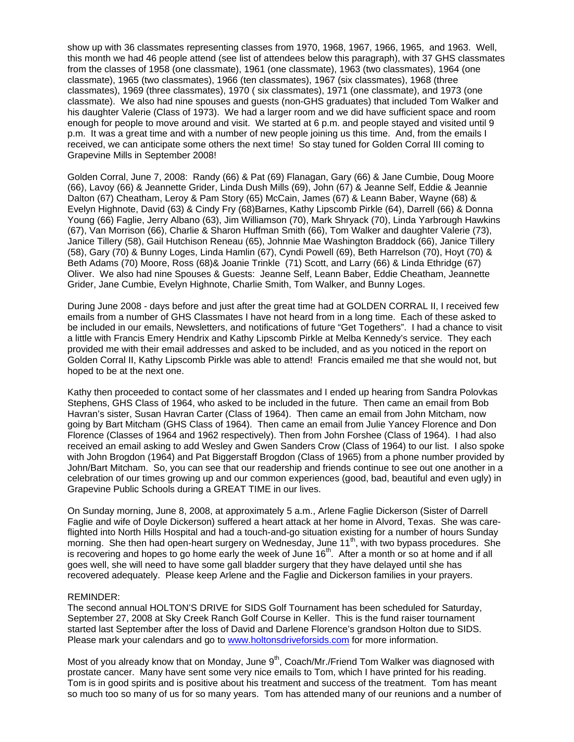show up with 36 classmates representing classes from 1970, 1968, 1967, 1966, 1965, and 1963. Well, this month we had 46 people attend (see list of attendees below this paragraph), with 37 GHS classmates from the classes of 1958 (one classmate), 1961 (one classmate), 1963 (two classmates), 1964 (one classmate), 1965 (two classmates), 1966 (ten classmates), 1967 (six classmates), 1968 (three classmates), 1969 (three classmates), 1970 ( six classmates), 1971 (one classmate), and 1973 (one classmate). We also had nine spouses and guests (non-GHS graduates) that included Tom Walker and his daughter Valerie (Class of 1973). We had a larger room and we did have sufficient space and room enough for people to move around and visit. We started at 6 p.m. and people stayed and visited until 9 p.m. It was a great time and with a number of new people joining us this time. And, from the emails I received, we can anticipate some others the next time! So stay tuned for Golden Corral III coming to Grapevine Mills in September 2008!

Golden Corral, June 7, 2008: Randy (66) & Pat (69) Flanagan, Gary (66) & Jane Cumbie, Doug Moore (66), Lavoy (66) & Jeannette Grider, Linda Dush Mills (69), John (67) & Jeanne Self, Eddie & Jeannie Dalton (67) Cheatham, Leroy & Pam Story (65) McCain, James (67) & Leann Baber, Wayne (68) & Evelyn Highnote, David (63) & Cindy Fry (68)Barnes, Kathy Lipscomb Pirkle (64), Darrell (66) & Donna Young (66) Faglie, Jerry Albano (63), Jim Williamson (70), Mark Shryack (70), Linda Yarbrough Hawkins (67), Van Morrison (66), Charlie & Sharon Huffman Smith (66), Tom Walker and daughter Valerie (73), Janice Tillery (58), Gail Hutchison Reneau (65), Johnnie Mae Washington Braddock (66), Janice Tillery (58), Gary (70) & Bunny Loges, Linda Hamlin (67), Cyndi Powell (69), Beth Harrelson (70), Hoyt (70) & Beth Adams (70) Moore, Ross (68)& Joanie Trinkle (71) Scott, and Larry (66) & Linda Ethridge (67) Oliver. We also had nine Spouses & Guests: Jeanne Self, Leann Baber, Eddie Cheatham, Jeannette Grider, Jane Cumbie, Evelyn Highnote, Charlie Smith, Tom Walker, and Bunny Loges.

During June 2008 - days before and just after the great time had at GOLDEN CORRAL II, I received few emails from a number of GHS Classmates I have not heard from in a long time. Each of these asked to be included in our emails, Newsletters, and notifications of future "Get Togethers". I had a chance to visit a little with Francis Emery Hendrix and Kathy Lipscomb Pirkle at Melba Kennedy's service. They each provided me with their email addresses and asked to be included, and as you noticed in the report on Golden Corral II, Kathy Lipscomb Pirkle was able to attend! Francis emailed me that she would not, but hoped to be at the next one.

Kathy then proceeded to contact some of her classmates and I ended up hearing from Sandra Polovkas Stephens, GHS Class of 1964, who asked to be included in the future. Then came an email from Bob Havran's sister, Susan Havran Carter (Class of 1964). Then came an email from John Mitcham, now going by Bart Mitcham (GHS Class of 1964). Then came an email from Julie Yancey Florence and Don Florence (Classes of 1964 and 1962 respectively). Then from John Forshee (Class of 1964). I had also received an email asking to add Wesley and Gwen Sanders Crow (Class of 1964) to our list. I also spoke with John Brogdon (1964) and Pat Biggerstaff Brogdon (Class of 1965) from a phone number provided by John/Bart Mitcham. So, you can see that our readership and friends continue to see out one another in a celebration of our times growing up and our common experiences (good, bad, beautiful and even ugly) in Grapevine Public Schools during a GREAT TIME in our lives.

On Sunday morning, June 8, 2008, at approximately 5 a.m., Arlene Faglie Dickerson (Sister of Darrell Faglie and wife of Doyle Dickerson) suffered a heart attack at her home in Alvord, Texas. She was care-flighted into North Hills Hospital and had a touch-and-go situation existing for a number of hours Sunday morning. She then had open-heart surgery on Wednesday, June 11th, with two bypass procedures. She is recovering and hopes to go home early the week of June 16th. After a month or so at home and if all goes well, she will need to have some gall bladder surgery that they have delayed until she has recovered adequately. Please keep Arlene and the Faglie and Dickerson families in your prayers.

REMINDER:
The second annual HOLTON'S DRIVE for SIDS Golf Tournament has been scheduled for Saturday, September 27, 2008 at Sky Creek Ranch Golf Course in Keller. This is the fund raiser tournament started last September after the loss of David and Darlene Florence's grandson Holton due to SIDS. Please mark your calendars and go to www.holtonsdriveforsids.com for more information.

Most of you already know that on Monday, June 9th, Coach/Mr./Friend Tom Walker was diagnosed with prostate cancer. Many have sent some very nice emails to Tom, which I have printed for his reading. Tom is in good spirits and is positive about his treatment and success of the treatment. Tom has meant so much too so many of us for so many years. Tom has attended many of our reunions and a number of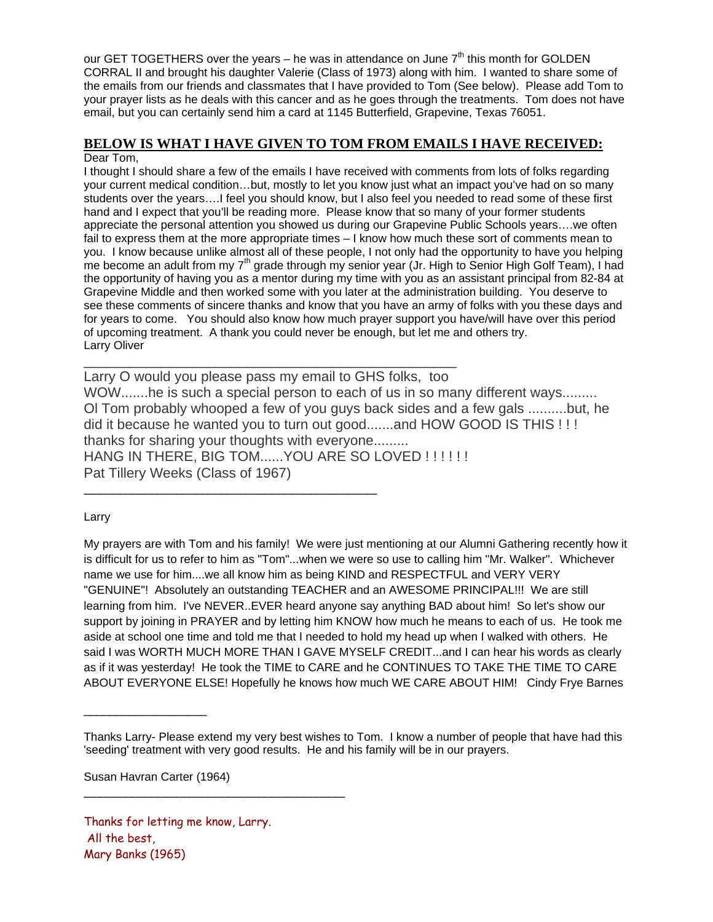our GET TOGETHERS over the years – he was in attendance on June 7th this month for GOLDEN CORRAL II and brought his daughter Valerie (Class of 1973) along with him. I wanted to share some of the emails from our friends and classmates that I have provided to Tom (See below). Please add Tom to your prayer lists as he deals with this cancer and as he goes through the treatments. Tom does not have email, but you can certainly send him a card at 1145 Butterfield, Grapevine, Texas 76051.

## BELOW IS WHAT I HAVE GIVEN TO TOM FROM EMAILS I HAVE RECEIVED:

Dear Tom,

I thought I should share a few of the emails I have received with comments from lots of folks regarding your current medical condition…but, mostly to let you know just what an impact you've had on so many students over the years….I feel you should know, but I also feel you needed to read some of these first hand and I expect that you'll be reading more. Please know that so many of your former students appreciate the personal attention you showed us during our Grapevine Public Schools years….we often fail to express them at the more appropriate times – I know how much these sort of comments mean to you. I know because unlike almost all of these people, I not only had the opportunity to have you helping me become an adult from my 7th grade through my senior year (Jr. High to Senior High Golf Team), I had the opportunity of having you as a mentor during my time with you as an assistant principal from 82-84 at Grapevine Middle and then worked some with you later at the administration building. You deserve to see these comments of sincere thanks and know that you have an army of folks with you these days and for years to come. You should also know how much prayer support you have/will have over this period of upcoming treatment. A thank you could never be enough, but let me and others try.

Larry Oliver

---

Larry O would you please pass my email to GHS folks, too

WOW.......he is such a special person to each of us in so many different ways.........

Ol Tom probably whooped a few of you guys back sides and a few gals ..........but, he did it because he wanted you to turn out good.......and HOW GOOD IS THIS ! ! !

thanks for sharing your thoughts with everyone.........

HANG IN THERE, BIG TOM......YOU ARE SO LOVED ! ! ! ! ! !

Pat Tillery Weeks (Class of 1967)

---

Larry

My prayers are with Tom and his family! We were just mentioning at our Alumni Gathering recently how it is difficult for us to refer to him as "Tom"...when we were so use to calling him "Mr. Walker". Whichever name we use for him....we all know him as being KIND and RESPECTFUL and VERY VERY "GENUINE"! Absolutely an outstanding TEACHER and an AWESOME PRINCIPAL!!! We are still learning from him. I've NEVER..EVER heard anyone say anything BAD about him! So let's show our support by joining in PRAYER and by letting him KNOW how much he means to each of us. He took me aside at school one time and told me that I needed to hold my head up when I walked with others. He said I was WORTH MUCH MORE THAN I GAVE MYSELF CREDIT...and I can hear his words as clearly as if it was yesterday! He took the TIME to CARE and he CONTINUES TO TAKE THE TIME TO CARE ABOUT EVERYONE ELSE! Hopefully he knows how much WE CARE ABOUT HIM! Cindy Frye Barnes

---

Thanks Larry- Please extend my very best wishes to Tom. I know a number of people that have had this 'seeding' treatment with very good results. He and his family will be in our prayers.

Susan Havran Carter (1964)

---

Thanks for letting me know, Larry.
All the best,
Mary Banks (1965)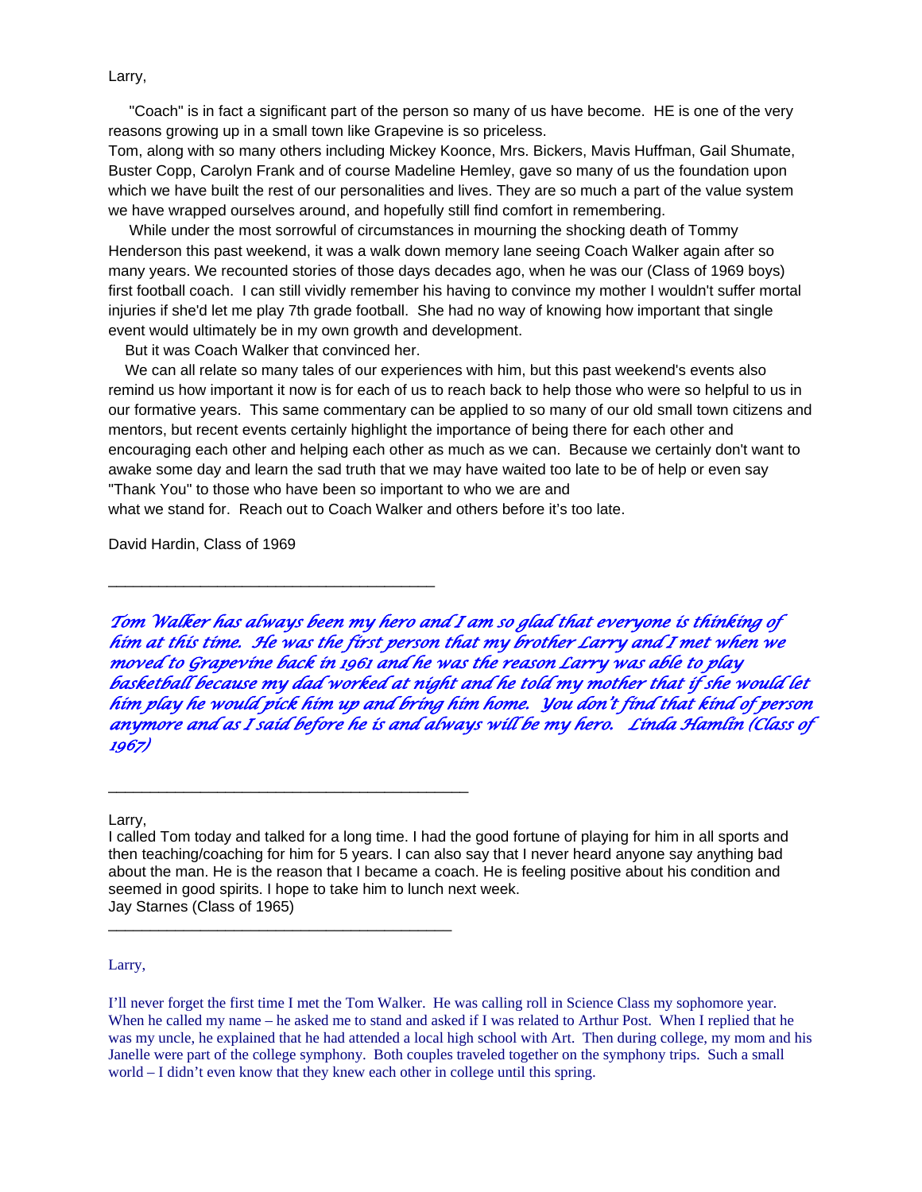Larry,

"Coach" is in fact a significant part of the person so many of us have become. HE is one of the very reasons growing up in a small town like Grapevine is so priceless.
Tom, along with so many others including Mickey Koonce, Mrs. Bickers, Mavis Huffman, Gail Shumate, Buster Copp, Carolyn Frank and of course Madeline Hemley, gave so many of us the foundation upon which we have built the rest of our personalities and lives. They are so much a part of the value system we have wrapped ourselves around, and hopefully still find comfort in remembering.

While under the most sorrowful of circumstances in mourning the shocking death of Tommy Henderson this past weekend, it was a walk down memory lane seeing Coach Walker again after so many years. We recounted stories of those days decades ago, when he was our (Class of 1969 boys) first football coach. I can still vividly remember his having to convince my mother I wouldn't suffer mortal injuries if she'd let me play 7th grade football. She had no way of knowing how important that single event would ultimately be in my own growth and development.

But it was Coach Walker that convinced her.

We can all relate so many tales of our experiences with him, but this past weekend's events also remind us how important it now is for each of us to reach back to help those who were so helpful to us in our formative years. This same commentary can be applied to so many of our old small town citizens and mentors, but recent events certainly highlight the importance of being there for each other and encouraging each other and helping each other as much as we can. Because we certainly don't want to awake some day and learn the sad truth that we may have waited too late to be of help or even say "Thank You" to those who have been so important to who we are and what we stand for. Reach out to Coach Walker and others before it's too late.

David Hardin, Class of 1969

---

*Tom Walker has always been my hero and I am so glad that everyone is thinking of him at this time. He was the first person that my brother Larry and I met when we moved to Grapevine back in 1961 and he was the reason Larry was able to play basketball because my dad worked at night and he told my mother that if she would let him play he would pick him up and bring him home. You don't find that kind of person anymore and as I said before he is and always will be my hero. Linda Hamlin (Class of 1967)*

---

Larry,
I called Tom today and talked for a long time. I had the good fortune of playing for him in all sports and then teaching/coaching for him for 5 years. I can also say that I never heard anyone say anything bad about the man. He is the reason that I became a coach. He is feeling positive about his condition and seemed in good spirits. I hope to take him to lunch next week.
Jay Starnes (Class of 1965)

---

Larry,

I'll never forget the first time I met the Tom Walker. He was calling roll in Science Class my sophomore year. When he called my name – he asked me to stand and asked if I was related to Arthur Post. When I replied that he was my uncle, he explained that he had attended a local high school with Art. Then during college, my mom and his Janelle were part of the college symphony. Both couples traveled together on the symphony trips. Such a small world – I didn't even know that they knew each other in college until this spring.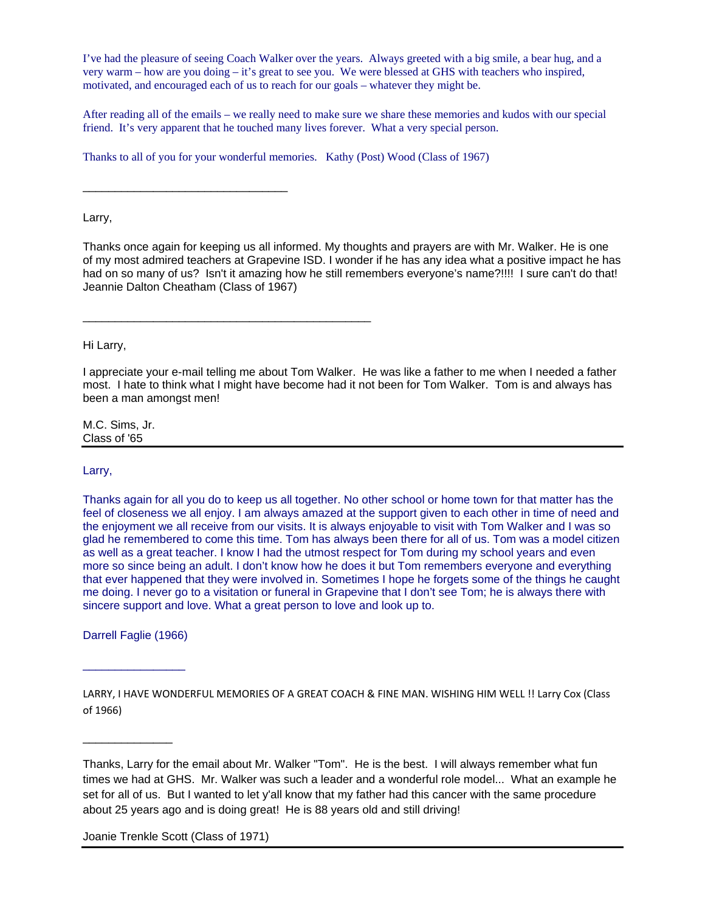I've had the pleasure of seeing Coach Walker over the years. Always greeted with a big smile, a bear hug, and a very warm – how are you doing – it's great to see you. We were blessed at GHS with teachers who inspired, motivated, and encouraged each of us to reach for our goals – whatever they might be.

After reading all of the emails – we really need to make sure we share these memories and kudos with our special friend. It's very apparent that he touched many lives forever. What a very special person.

Thanks to all of you for your wonderful memories. Kathy (Post) Wood (Class of 1967)

---

Larry,

Thanks once again for keeping us all informed. My thoughts and prayers are with Mr. Walker. He is one of my most admired teachers at Grapevine ISD. I wonder if he has any idea what a positive impact he has had on so many of us? Isn't it amazing how he still remembers everyone's name?!!!! I sure can't do that! Jeannie Dalton Cheatham (Class of 1967)

---

Hi Larry,

I appreciate your e-mail telling me about Tom Walker. He was like a father to me when I needed a father most. I hate to think what I might have become had it not been for Tom Walker. Tom is and always has been a man amongst men!

M.C. Sims, Jr.
Class of '65

---

Larry,

Thanks again for all you do to keep us all together. No other school or home town for that matter has the feel of closeness we all enjoy. I am always amazed at the support given to each other in time of need and the enjoyment we all receive from our visits. It is always enjoyable to visit with Tom Walker and I was so glad he remembered to come this time. Tom has always been there for all of us. Tom was a model citizen as well as a great teacher. I know I had the utmost respect for Tom during my school years and even more so since being an adult. I don't know how he does it but Tom remembers everyone and everything that ever happened that they were involved in. Sometimes I hope he forgets some of the things he caught me doing. I never go to a visitation or funeral in Grapevine that I don't see Tom; he is always there with sincere support and love. What a great person to love and look up to.

Darrell Faglie (1966)

---

LARRY, I HAVE WONDERFUL MEMORIES OF A GREAT COACH & FINE MAN. WISHING HIM WELL !! Larry Cox (Class of 1966)

---

Thanks, Larry for the email about Mr. Walker "Tom". He is the best. I will always remember what fun times we had at GHS. Mr. Walker was such a leader and a wonderful role model... What an example he set for all of us. But I wanted to let y'all know that my father had this cancer with the same procedure about 25 years ago and is doing great! He is 88 years old and still driving!

Joanie Trenkle Scott (Class of 1971)

---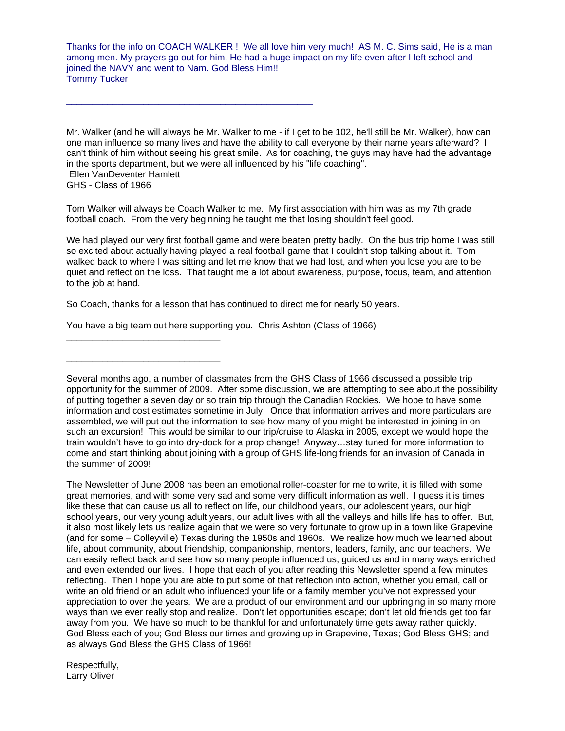Thanks for the info on COACH WALKER ! We all love him very much! AS M. C. Sims said, He is a man among men. My prayers go out for him. He had a huge impact on my life even after I left school and joined the NAVY and went to Nam. God Bless Him!!
Tommy Tucker

---

Mr. Walker (and he will always be Mr. Walker to me - if I get to be 102, he'll still be Mr. Walker), how can one man influence so many lives and have the ability to call everyone by their name years afterward? I can't think of him without seeing his great smile. As for coaching, the guys may have had the advantage in the sports department, but we were all influenced by his "life coaching".
Ellen VanDeventer Hamlett
GHS - Class of 1966

---

Tom Walker will always be Coach Walker to me. My first association with him was as my 7th grade football coach. From the very beginning he taught me that losing shouldn't feel good.

We had played our very first football game and were beaten pretty badly. On the bus trip home I was still so excited about actually having played a real football game that I couldn't stop talking about it. Tom walked back to where I was sitting and let me know that we had lost, and when you lose you are to be quiet and reflect on the loss. That taught me a lot about awareness, purpose, focus, team, and attention to the job at hand.

So Coach, thanks for a lesson that has continued to direct me for nearly 50 years.

You have a big team out here supporting you. Chris Ashton (Class of 1966)

---

---

Several months ago, a number of classmates from the GHS Class of 1966 discussed a possible trip opportunity for the summer of 2009. After some discussion, we are attempting to see about the possibility of putting together a seven day or so train trip through the Canadian Rockies. We hope to have some information and cost estimates sometime in July. Once that information arrives and more particulars are assembled, we will put out the information to see how many of you might be interested in joining in on such an excursion! This would be similar to our trip/cruise to Alaska in 2005, except we would hope the train wouldn't have to go into dry-dock for a prop change! Anyway…stay tuned for more information to come and start thinking about joining with a group of GHS life-long friends for an invasion of Canada in the summer of 2009!

The Newsletter of June 2008 has been an emotional roller-coaster for me to write, it is filled with some great memories, and with some very sad and some very difficult information as well. I guess it is times like these that can cause us all to reflect on life, our childhood years, our adolescent years, our high school years, our very young adult years, our adult lives with all the valleys and hills life has to offer. But, it also most likely lets us realize again that we were so very fortunate to grow up in a town like Grapevine (and for some – Colleyville) Texas during the 1950s and 1960s. We realize how much we learned about life, about community, about friendship, companionship, mentors, leaders, family, and our teachers. We can easily reflect back and see how so many people influenced us, guided us and in many ways enriched and even extended our lives. I hope that each of you after reading this Newsletter spend a few minutes reflecting. Then I hope you are able to put some of that reflection into action, whether you email, call or write an old friend or an adult who influenced your life or a family member you've not expressed your appreciation to over the years. We are a product of our environment and our upbringing in so many more ways than we ever really stop and realize. Don't let opportunities escape; don't let old friends get too far away from you. We have so much to be thankful for and unfortunately time gets away rather quickly. God Bless each of you; God Bless our times and growing up in Grapevine, Texas; God Bless GHS; and as always God Bless the GHS Class of 1966!

Respectfully,
Larry Oliver